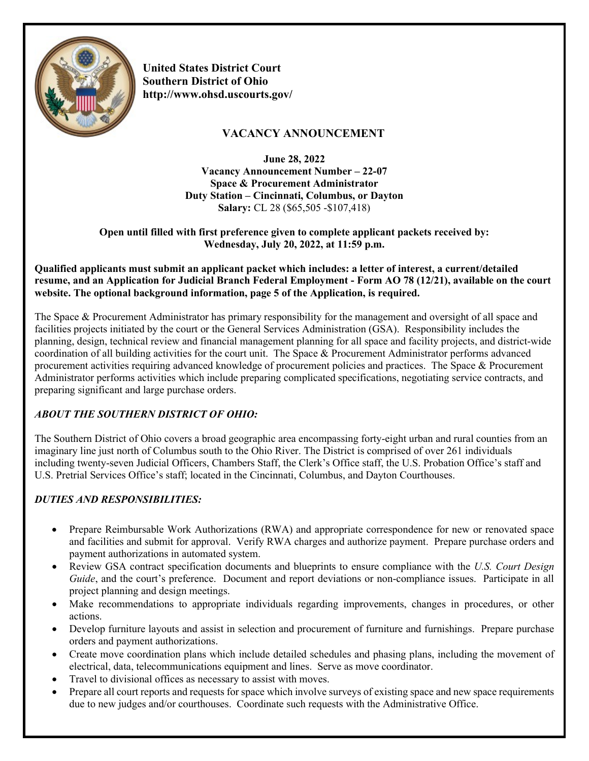**United States District Court**
**Southern District of Ohio**
**http://www.ohsd.uscourts.gov/**

# VACANCY ANNOUNCEMENT

**June 28, 2022**
**Vacancy Announcement Number – 22-07**
**Space & Procurement Administrator**
**Duty Station – Cincinnati, Columbus, or Dayton**
**Salary:** CL 28 ($65,505 -$107,418)

**Open until filled with first preference given to complete applicant packets received by: Wednesday, July 20, 2022, at 11:59 p.m.**

**Qualified applicants must submit an applicant packet which includes: a letter of interest, a current/detailed resume, and an Application for Judicial Branch Federal Employment - Form AO 78 (12/21), available on the court website. The optional background information, page 5 of the Application, is required.**

The Space & Procurement Administrator has primary responsibility for the management and oversight of all space and facilities projects initiated by the court or the General Services Administration (GSA). Responsibility includes the planning, design, technical review and financial management planning for all space and facility projects, and district-wide coordination of all building activities for the court unit. The Space & Procurement Administrator performs advanced procurement activities requiring advanced knowledge of procurement policies and practices. The Space & Procurement Administrator performs activities which include preparing complicated specifications, negotiating service contracts, and preparing significant and large purchase orders.

## *ABOUT THE SOUTHERN DISTRICT OF OHIO:*

The Southern District of Ohio covers a broad geographic area encompassing forty-eight urban and rural counties from an imaginary line just north of Columbus south to the Ohio River. The District is comprised of over 261 individuals including twenty-seven Judicial Officers, Chambers Staff, the Clerk's Office staff, the U.S. Probation Office's staff and U.S. Pretrial Services Office's staff; located in the Cincinnati, Columbus, and Dayton Courthouses.

## *DUTIES AND RESPONSIBILITIES:*

- Prepare Reimbursable Work Authorizations (RWA) and appropriate correspondence for new or renovated space and facilities and submit for approval. Verify RWA charges and authorize payment. Prepare purchase orders and payment authorizations in automated system.
- Review GSA contract specification documents and blueprints to ensure compliance with the *U.S. Court Design Guide*, and the court's preference. Document and report deviations or non-compliance issues. Participate in all project planning and design meetings.
- Make recommendations to appropriate individuals regarding improvements, changes in procedures, or other actions.
- Develop furniture layouts and assist in selection and procurement of furniture and furnishings. Prepare purchase orders and payment authorizations.
- Create move coordination plans which include detailed schedules and phasing plans, including the movement of electrical, data, telecommunications equipment and lines. Serve as move coordinator.
- Travel to divisional offices as necessary to assist with moves.
- Prepare all court reports and requests for space which involve surveys of existing space and new space requirements due to new judges and/or courthouses. Coordinate such requests with the Administrative Office.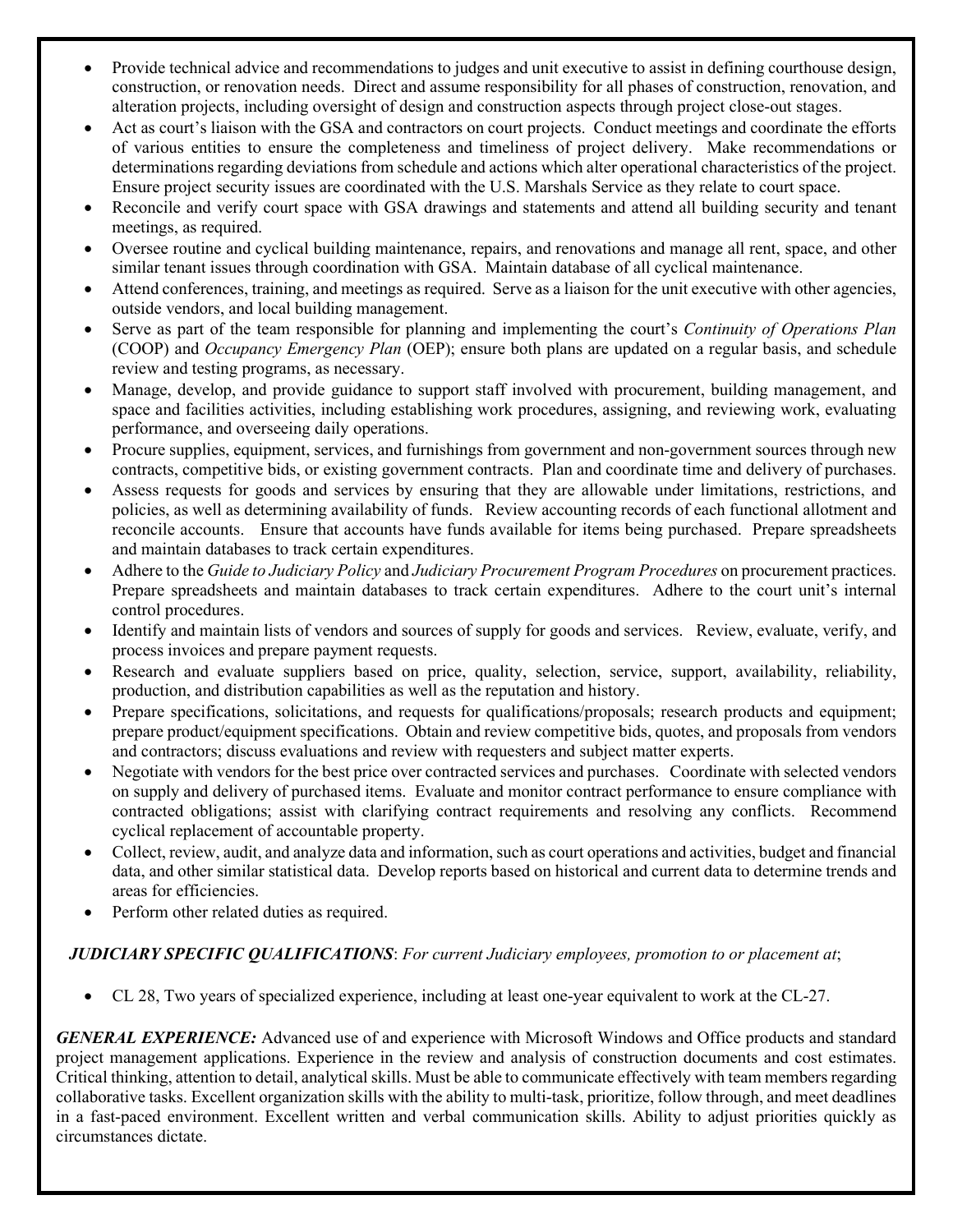- Provide technical advice and recommendations to judges and unit executive to assist in defining courthouse design, construction, or renovation needs. Direct and assume responsibility for all phases of construction, renovation, and alteration projects, including oversight of design and construction aspects through project close-out stages.
- Act as court's liaison with the GSA and contractors on court projects. Conduct meetings and coordinate the efforts of various entities to ensure the completeness and timeliness of project delivery. Make recommendations or determinations regarding deviations from schedule and actions which alter operational characteristics of the project. Ensure project security issues are coordinated with the U.S. Marshals Service as they relate to court space.
- Reconcile and verify court space with GSA drawings and statements and attend all building security and tenant meetings, as required.
- Oversee routine and cyclical building maintenance, repairs, and renovations and manage all rent, space, and other similar tenant issues through coordination with GSA. Maintain database of all cyclical maintenance.
- Attend conferences, training, and meetings as required. Serve as a liaison for the unit executive with other agencies, outside vendors, and local building management.
- Serve as part of the team responsible for planning and implementing the court's *Continuity of Operations Plan* (COOP) and *Occupancy Emergency Plan* (OEP); ensure both plans are updated on a regular basis, and schedule review and testing programs, as necessary.
- Manage, develop, and provide guidance to support staff involved with procurement, building management, and space and facilities activities, including establishing work procedures, assigning, and reviewing work, evaluating performance, and overseeing daily operations.
- Procure supplies, equipment, services, and furnishings from government and non-government sources through new contracts, competitive bids, or existing government contracts. Plan and coordinate time and delivery of purchases.
- Assess requests for goods and services by ensuring that they are allowable under limitations, restrictions, and policies, as well as determining availability of funds. Review accounting records of each functional allotment and reconcile accounts. Ensure that accounts have funds available for items being purchased. Prepare spreadsheets and maintain databases to track certain expenditures.
- Adhere to the *Guide to Judiciary Policy* and *Judiciary Procurement Program Procedures* on procurement practices. Prepare spreadsheets and maintain databases to track certain expenditures. Adhere to the court unit's internal control procedures.
- Identify and maintain lists of vendors and sources of supply for goods and services. Review, evaluate, verify, and process invoices and prepare payment requests.
- Research and evaluate suppliers based on price, quality, selection, service, support, availability, reliability, production, and distribution capabilities as well as the reputation and history.
- Prepare specifications, solicitations, and requests for qualifications/proposals; research products and equipment; prepare product/equipment specifications. Obtain and review competitive bids, quotes, and proposals from vendors and contractors; discuss evaluations and review with requesters and subject matter experts.
- Negotiate with vendors for the best price over contracted services and purchases. Coordinate with selected vendors on supply and delivery of purchased items. Evaluate and monitor contract performance to ensure compliance with contracted obligations; assist with clarifying contract requirements and resolving any conflicts. Recommend cyclical replacement of accountable property.
- Collect, review, audit, and analyze data and information, such as court operations and activities, budget and financial data, and other similar statistical data. Develop reports based on historical and current data to determine trends and areas for efficiencies.
- Perform other related duties as required.

***JUDICIARY SPECIFIC QUALIFICATIONS***: *For current Judiciary employees, promotion to or placement at*;

- CL 28, Two years of specialized experience, including at least one-year equivalent to work at the CL-27.

***GENERAL EXPERIENCE:*** Advanced use of and experience with Microsoft Windows and Office products and standard project management applications. Experience in the review and analysis of construction documents and cost estimates. Critical thinking, attention to detail, analytical skills. Must be able to communicate effectively with team members regarding collaborative tasks. Excellent organization skills with the ability to multi-task, prioritize, follow through, and meet deadlines in a fast-paced environment. Excellent written and verbal communication skills. Ability to adjust priorities quickly as circumstances dictate.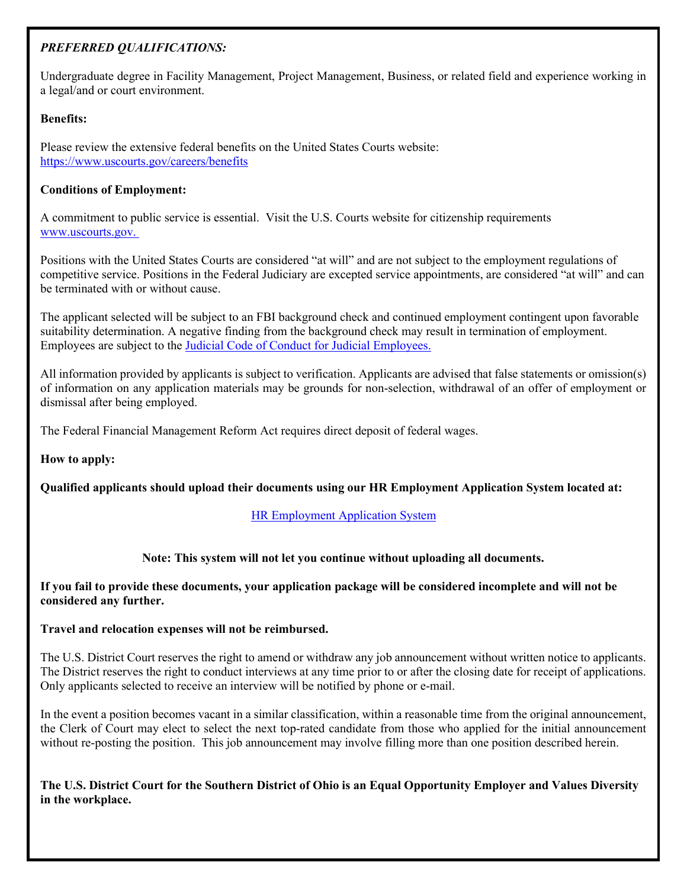***PREFERRED QUALIFICATIONS:***

Undergraduate degree in Facility Management, Project Management, Business, or related field and experience working in a legal/and or court environment.

**Benefits:**

Please review the extensive federal benefits on the United States Courts website: [https://www.uscourts.gov/careers/benefits](https://www.uscourts.gov/careers/benefits)

**Conditions of Employment:**

A commitment to public service is essential. Visit the U.S. Courts website for citizenship requirements [www.uscourts.gov.](www.uscourts.gov)

Positions with the United States Courts are considered "at will" and are not subject to the employment regulations of competitive service. Positions in the Federal Judiciary are excepted service appointments, are considered "at will" and can be terminated with or without cause.

The applicant selected will be subject to an FBI background check and continued employment contingent upon favorable suitability determination. A negative finding from the background check may result in termination of employment. Employees are subject to the Judicial Code of Conduct for Judicial Employees.

All information provided by applicants is subject to verification. Applicants are advised that false statements or omission(s) of information on any application materials may be grounds for non-selection, withdrawal of an offer of employment or dismissal after being employed.

The Federal Financial Management Reform Act requires direct deposit of federal wages.

**How to apply:**

**Qualified applicants should upload their documents using our HR Employment Application System located at:**

HR Employment Application System

**Note: This system will not let you continue without uploading all documents.**

**If you fail to provide these documents, your application package will be considered incomplete and will not be considered any further.**

**Travel and relocation expenses will not be reimbursed.**

The U.S. District Court reserves the right to amend or withdraw any job announcement without written notice to applicants. The District reserves the right to conduct interviews at any time prior to or after the closing date for receipt of applications. Only applicants selected to receive an interview will be notified by phone or e-mail.

In the event a position becomes vacant in a similar classification, within a reasonable time from the original announcement, the Clerk of Court may elect to select the next top-rated candidate from those who applied for the initial announcement without re-posting the position. This job announcement may involve filling more than one position described herein.

**The U.S. District Court for the Southern District of Ohio is an Equal Opportunity Employer and Values Diversity in the workplace.**